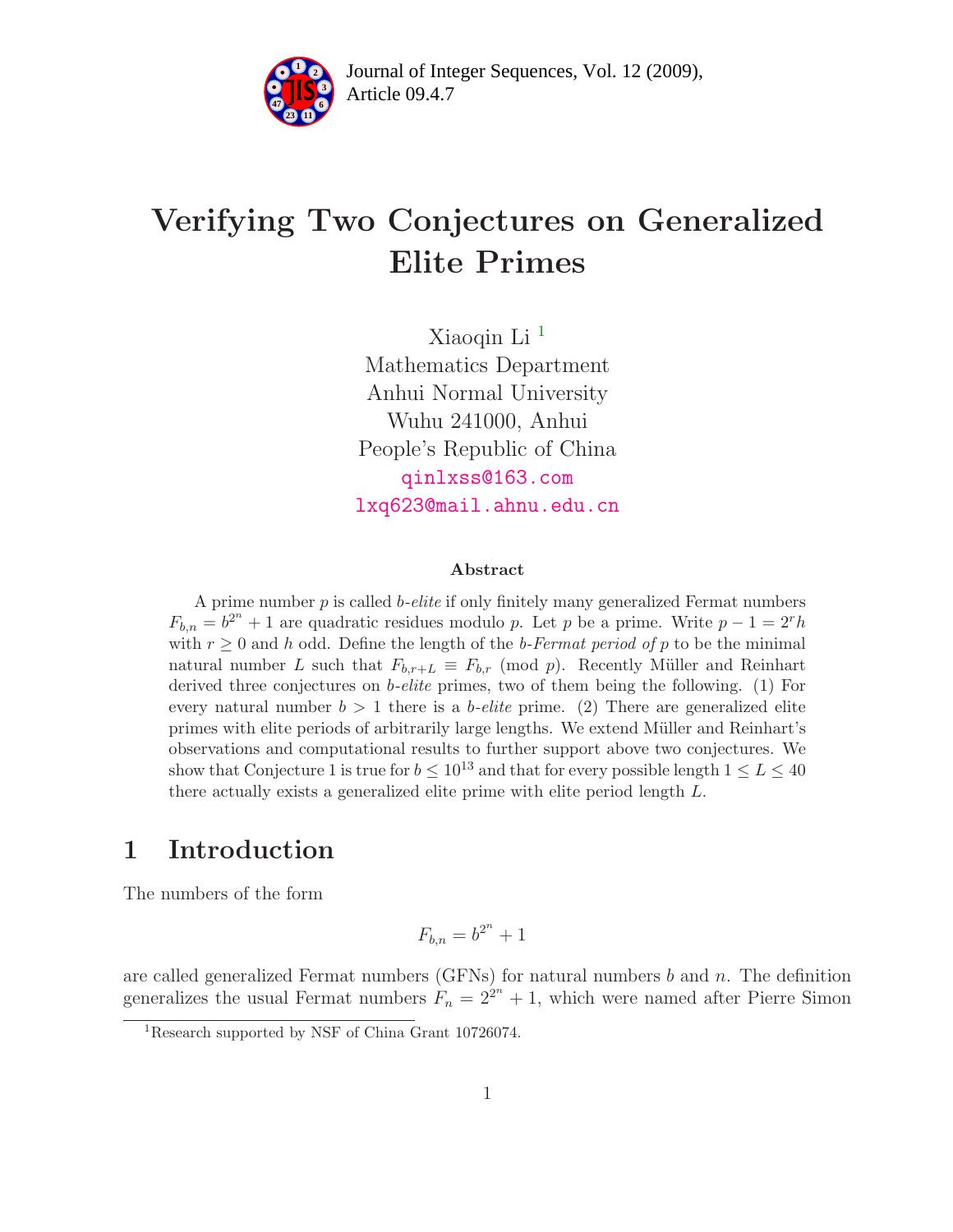# Verifying Two Conjectures on Generalized Elite Primes

Xiaoqin Li [1]
Mathematics Department
Anhui Normal University
Wuhu 241000, Anhui
People's Republic of China
qinlxss@163.com
lxq623@mail.ahnu.edu.cn

### Abstract

A prime number $p$ is called *b-elite* if only finitely many generalized Fermat numbers $F_{b,n} = b^{2^n} + 1$ are quadratic residues modulo $p$. Let $p$ be a prime. Write $p - 1 = 2^r h$ with $r \geq 0$ and $h$ odd. Define the length of the *b-Fermat period of* $p$ to be the minimal natural number $L$ such that $F_{b,r+L} \equiv F_{b,r} \pmod{p}$. Recently Müller and Reinhart derived three conjectures on *b-elite* primes, two of them being the following. (1) For every natural number $b > 1$ there is a *b-elite* prime. (2) There are generalized elite primes with elite periods of arbitrarily large lengths. We extend Müller and Reinhart's observations and computational results to further support above two conjectures. We show that Conjecture 1 is true for $b \leq 10^{13}$ and that for every possible length $1 \leq L \leq 40$ there actually exists a generalized elite prime with elite period length $L$.

## 1 Introduction

The numbers of the form

$$F_{b,n} = b^{2^n} + 1$$

are called generalized Fermat numbers (GFNs) for natural numbers $b$ and $n$. The definition generalizes the usual Fermat numbers $F_n = 2^{2^n} + 1$, which were named after Pierre Simon

[1] Research supported by NSF of China Grant 10726074.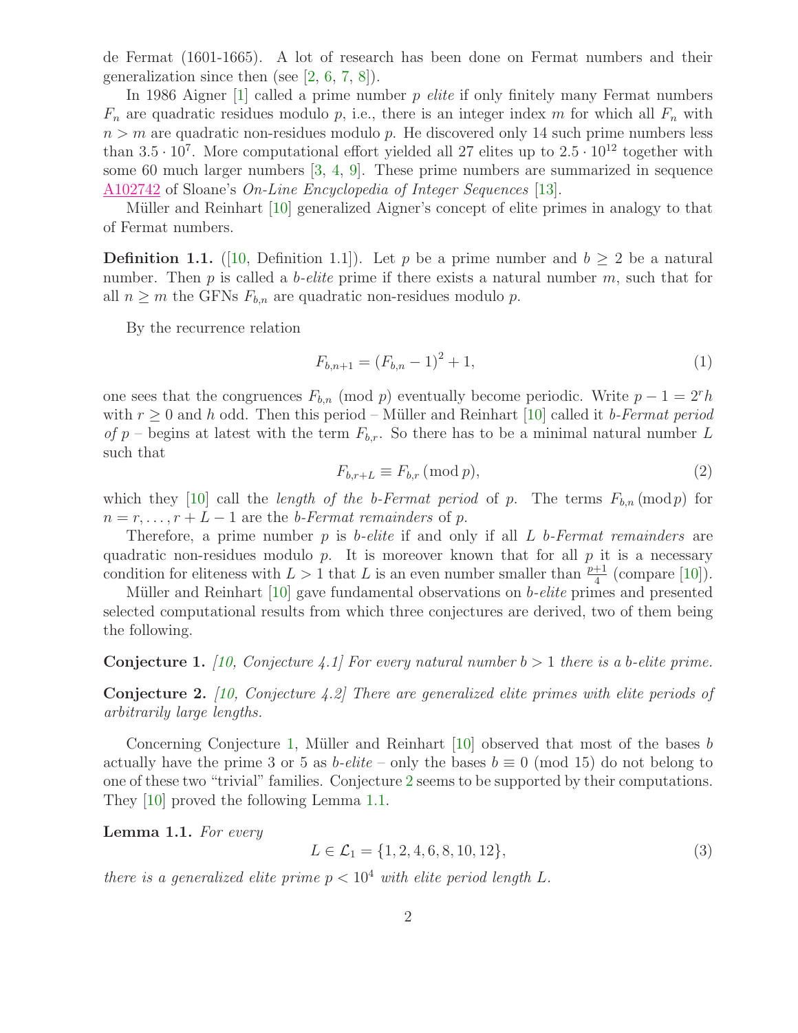de Fermat (1601-1665). A lot of research has been done on Fermat numbers and their generalization since then (see [2, 6, 7, 8]).

In 1986 Aigner [1] called a prime number $p$ *elite* if only finitely many Fermat numbers $F_n$ are quadratic residues modulo $p$, i.e., there is an integer index $m$ for which all $F_n$ with $n > m$ are quadratic non-residues modulo $p$. He discovered only 14 such prime numbers less than $3.5 \cdot 10^7$. More computational effort yielded all 27 elites up to $2.5 \cdot 10^{12}$ together with some 60 much larger numbers [3, 4, 9]. These prime numbers are summarized in sequence A102742 of Sloane's *On-Line Encyclopedia of Integer Sequences* [13].

Müller and Reinhart [10] generalized Aigner's concept of elite primes in analogy to that of Fermat numbers.

**Definition 1.1.** ([10, Definition 1.1]). Let $p$ be a prime number and $b \geq 2$ be a natural number. Then $p$ is called a *b-elite* prime if there exists a natural number $m$, such that for all $n \geq m$ the GFNs $F_{b,n}$ are quadratic non-residues modulo $p$.

By the recurrence relation

$$F_{b,n+1} = (F_{b,n} - 1)^2 + 1, \tag{1}$$

one sees that the congruences $F_{b,n} \pmod p$ eventually become periodic. Write $p - 1 = 2^r h$ with $r \geq 0$ and $h$ odd. Then this period – Müller and Reinhart [10] called it *b-Fermat period of p* – begins at latest with the term $F_{b,r}$. So there has to be a minimal natural number $L$ such that

$$F_{b,r+L} \equiv F_{b,r} \,(\operatorname{mod} p), \tag{2}$$

which they [10] call the *length of the b-Fermat period* of $p$. The terms $F_{b,n} \,(\operatorname{mod} p)$ for $n = r, \ldots, r + L - 1$ are the *b-Fermat remainders* of $p$.

Therefore, a prime number $p$ is *b-elite* if and only if all $L$ *b-Fermat remainders* are quadratic non-residues modulo $p$. It is moreover known that for all $p$ it is a necessary condition for eliteness with $L > 1$ that $L$ is an even number smaller than $\frac{p+1}{4}$ (compare [10]).

Müller and Reinhart [10] gave fundamental observations on *b-elite* primes and presented selected computational results from which three conjectures are derived, two of them being the following.

**Conjecture 1.** *[10, Conjecture 4.1] For every natural number $b > 1$ there is a b-elite prime.*

**Conjecture 2.** *[10, Conjecture 4.2] There are generalized elite primes with elite periods of arbitrarily large lengths.*

Concerning Conjecture 1, Müller and Reinhart [10] observed that most of the bases $b$ actually have the prime 3 or 5 as *b-elite* – only the bases $b \equiv 0 \pmod{15}$ do not belong to one of these two "trivial" families. Conjecture 2 seems to be supported by their computations. They [10] proved the following Lemma 1.1.

**Lemma 1.1.** *For every*

$$L \in \mathcal{L}_1 = \{1, 2, 4, 6, 8, 10, 12\}, \tag{3}$$

*there is a generalized elite prime $p < 10^4$ with elite period length $L$.*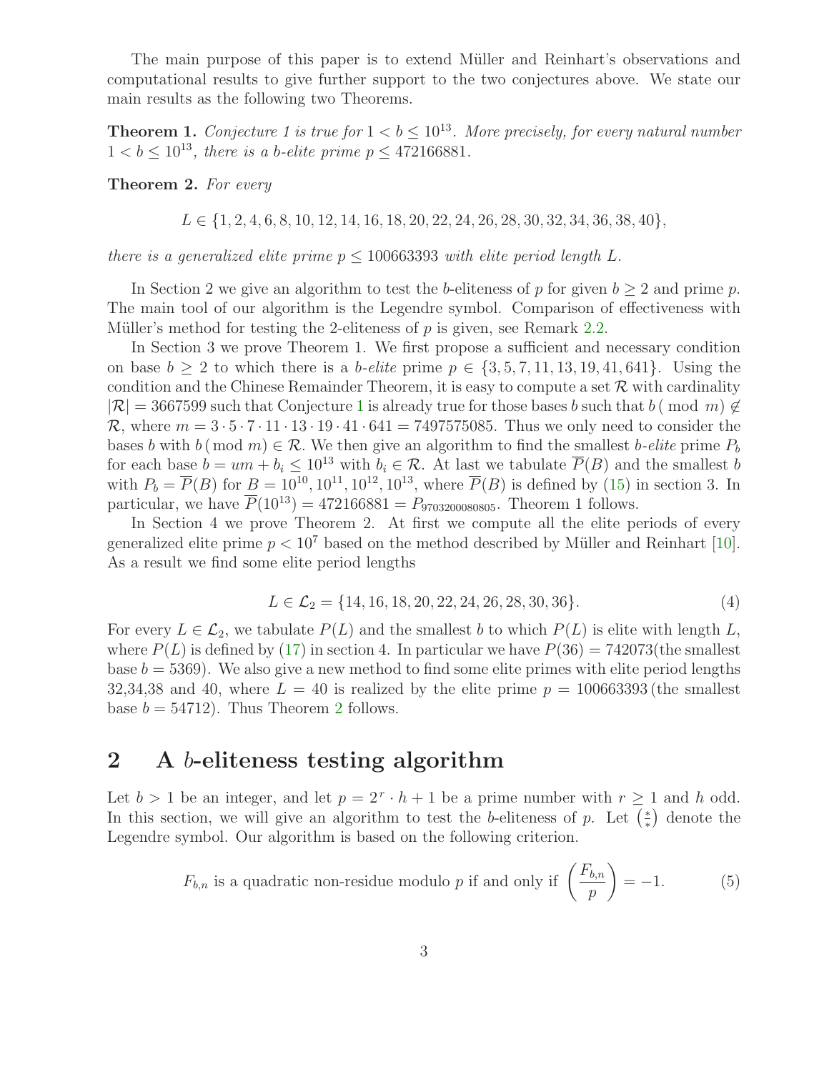The main purpose of this paper is to extend Müller and Reinhart's observations and computational results to give further support to the two conjectures above. We state our main results as the following two Theorems.

**Theorem 1.** *Conjecture 1 is true for $1 < b \leq 10^{13}$. More precisely, for every natural number $1 < b \leq 10^{13}$, there is a $b$-elite prime $p \leq 472166881$.*

**Theorem 2.** *For every*

$$L \in \{1, 2, 4, 6, 8, 10, 12, 14, 16, 18, 20, 22, 24, 26, 28, 30, 32, 34, 36, 38, 40\},$$

*there is a generalized elite prime $p \leq 100663393$ with elite period length $L$.*

In Section 2 we give an algorithm to test the $b$-eliteness of $p$ for given $b \geq 2$ and prime $p$. The main tool of our algorithm is the Legendre symbol. Comparison of effectiveness with Müller's method for testing the 2-eliteness of $p$ is given, see Remark 2.2.

In Section 3 we prove Theorem 1. We first propose a sufficient and necessary condition on base $b \geq 2$ to which there is a $b$-*elite* prime $p \in \{3, 5, 7, 11, 13, 19, 41, 641\}$. Using the condition and the Chinese Remainder Theorem, it is easy to compute a set $\mathcal{R}$ with cardinality $|\mathcal{R}| = 3667599$ such that Conjecture 1 is already true for those bases $b$ such that $b \pmod{m} \notin \mathcal{R}$, where $m = 3 \cdot 5 \cdot 7 \cdot 11 \cdot 13 \cdot 19 \cdot 41 \cdot 641 = 7497575085$. Thus we only need to consider the bases $b$ with $b \pmod{m} \in \mathcal{R}$. We then give an algorithm to find the smallest $b$-*elite* prime $P_b$ for each base $b = um + b_i \leq 10^{13}$ with $b_i \in \mathcal{R}$. At last we tabulate $\overline{P}(B)$ and the smallest $b$ with $P_b = \overline{P}(B)$ for $B = 10^{10}, 10^{11}, 10^{12}, 10^{13}$, where $\overline{P}(B)$ is defined by (15) in section 3. In particular, we have $\overline{P}(10^{13}) = 472166881 = P_{9703200080805}$. Theorem 1 follows.

In Section 4 we prove Theorem 2. At first we compute all the elite periods of every generalized elite prime $p < 10^7$ based on the method described by Müller and Reinhart [10]. As a result we find some elite period lengths

$$L \in \mathcal{L}_2 = \{14, 16, 18, 20, 22, 24, 26, 28, 30, 36\}. \tag{4}$$

For every $L \in \mathcal{L}_2$, we tabulate $P(L)$ and the smallest $b$ to which $P(L)$ is elite with length $L$, where $P(L)$ is defined by (17) in section 4. In particular we have $P(36) = 742073$(the smallest base $b = 5369$). We also give a new method to find some elite primes with elite period lengths 32,34,38 and 40, where $L = 40$ is realized by the elite prime $p = 100663393$ (the smallest base $b = 54712$). Thus Theorem 2 follows.

## 2 A $b$-eliteness testing algorithm

Let $b > 1$ be an integer, and let $p = 2^r \cdot h + 1$ be a prime number with $r \geq 1$ and $h$ odd. In this section, we will give an algorithm to test the $b$-eliteness of $p$. Let $\left(\frac{*}{*}\right)$ denote the Legendre symbol. Our algorithm is based on the following criterion.

$$F_{b,n} \text{ is a quadratic non-residue modulo } p \text{ if and only if } \left(\frac{F_{b,n}}{p}\right) = -1. \tag{5}$$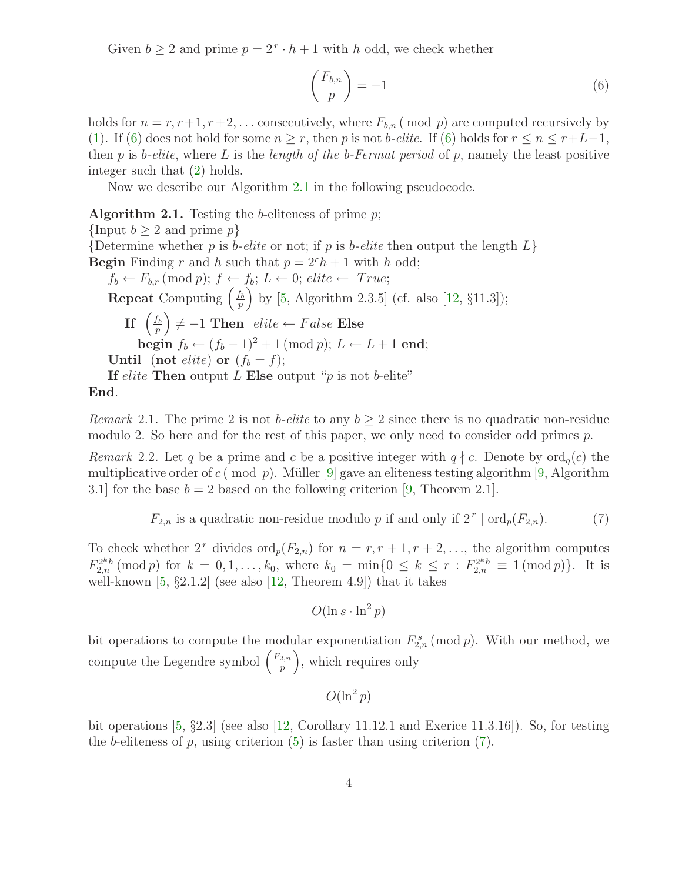Given $b \geq 2$ and prime $p = 2^r \cdot h + 1$ with $h$ odd, we check whether

$$\left(\frac{F_{b,n}}{p}\right) = -1 \tag{6}$$

holds for $n = r, r+1, r+2, \ldots$ consecutively, where $F_{b,n} \pmod{p}$ are computed recursively by (1). If (6) does not hold for some $n \geq r$, then $p$ is not *b-elite*. If (6) holds for $r \leq n \leq r+L-1$, then $p$ is *b-elite*, where $L$ is the *length of the b-Fermat period* of $p$, namely the least positive integer such that (2) holds.

Now we describe our Algorithm 2.1 in the following pseudocode.

**Algorithm 2.1.** Testing the $b$-eliteness of prime $p$;
{Input $b \geq 2$ and prime $p$}
{Determine whether $p$ is *b-elite* or not; if $p$ is *b-elite* then output the length $L$}
**Begin** Finding $r$ and $h$ such that $p = 2^r h + 1$ with $h$ odd;
  $f_b \leftarrow F_{b,r} \pmod{p}$; $f \leftarrow f_b$; $L \leftarrow 0$; *elite* $\leftarrow$ *True*;
  **Repeat** Computing $\left(\frac{f_b}{p}\right)$ by [5, Algorithm 2.3.5] (cf. also [12, §11.3]);
    **If** $\left(\frac{f_b}{p}\right) \neq -1$ **Then** *elite* $\leftarrow$ *False* **Else**
      **begin** $f_b \leftarrow (f_b - 1)^2 + 1 \pmod{p}$; $L \leftarrow L + 1$ **end**;
  **Until** (**not** *elite*) **or** ($f_b = f$);
  **If** *elite* **Then** output $L$ **Else** output "$p$ is not $b$-elite"
**End**.

*Remark* 2.1. The prime 2 is not *b-elite* to any $b \geq 2$ since there is no quadratic non-residue modulo 2. So here and for the rest of this paper, we only need to consider odd primes $p$.

*Remark* 2.2. Let $q$ be a prime and $c$ be a positive integer with $q \nmid c$. Denote by $\text{ord}_q(c)$ the multiplicative order of $c \pmod{p}$. Müller [9] gave an eliteness testing algorithm [9, Algorithm 3.1] for the base $b = 2$ based on the following criterion [9, Theorem 2.1].

$$F_{2,n} \text{ is a quadratic non-residue modulo } p \text{ if and only if } 2^r \mid \text{ord}_p(F_{2,n}). \tag{7}$$

To check whether $2^r$ divides $\text{ord}_p(F_{2,n})$ for $n = r, r+1, r+2, \ldots$, the algorithm computes $F_{2,n}^{2^k h} \pmod{p}$ for $k = 0, 1, \ldots, k_0$, where $k_0 = \min\{0 \leq k \leq r : F_{2,n}^{2^k h} \equiv 1 \pmod{p}\}$. It is well-known [5, §2.1.2] (see also [12, Theorem 4.9]) that it takes

$$O(\ln s \cdot \ln^2 p)$$

bit operations to compute the modular exponentiation $F_{2,n}^s \pmod{p}$. With our method, we compute the Legendre symbol $\left(\frac{F_{2,n}}{p}\right)$, which requires only

$$O(\ln^2 p)$$

bit operations [5, §2.3] (see also [12, Corollary 11.12.1 and Exerice 11.3.16]). So, for testing the $b$-eliteness of $p$, using criterion (5) is faster than using criterion (7).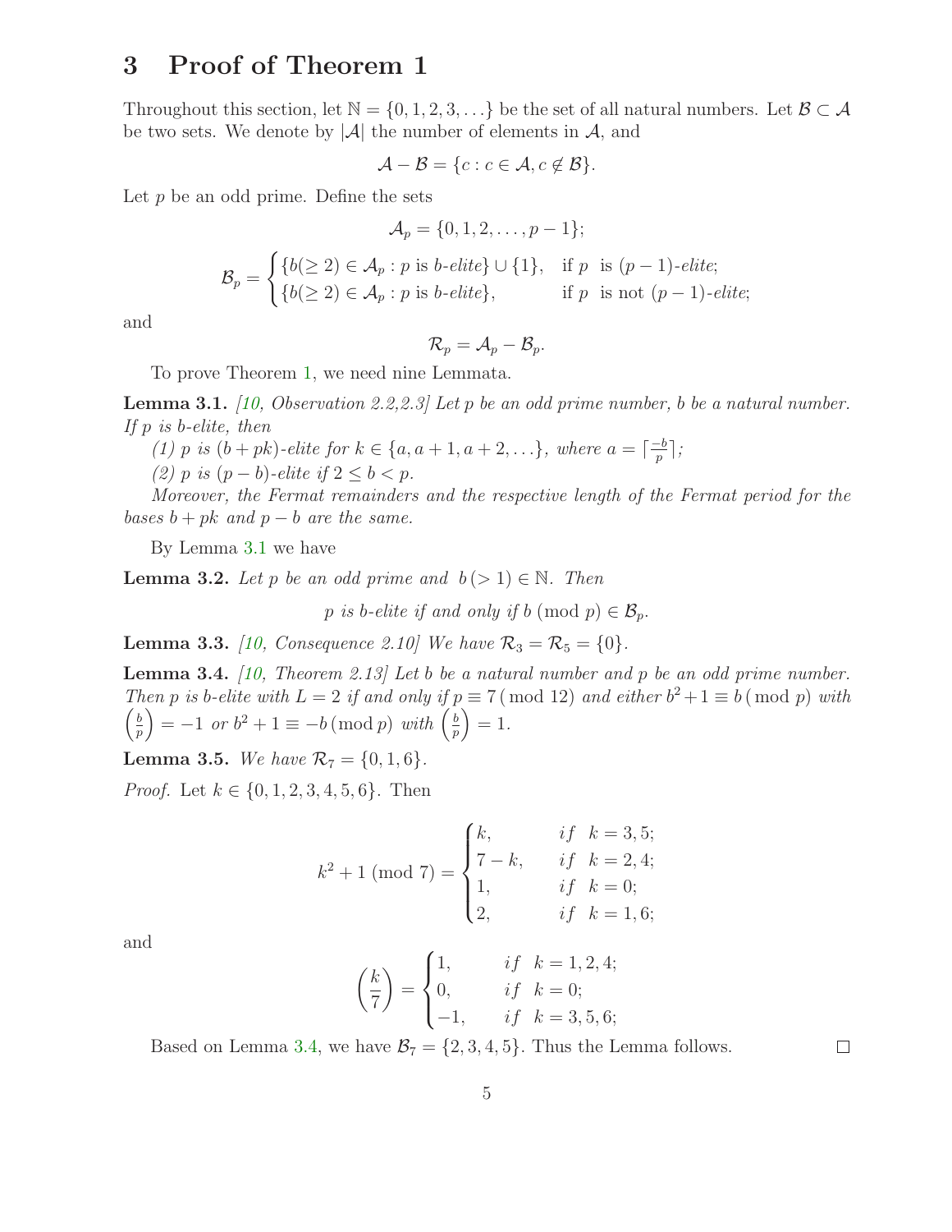## 3 Proof of Theorem 1

Throughout this section, let $\mathbb{N} = \{0, 1, 2, 3, \ldots\}$ be the set of all natural numbers. Let $\mathcal{B} \subset \mathcal{A}$ be two sets. We denote by $|\mathcal{A}|$ the number of elements in $\mathcal{A}$, and

$$\mathcal{A} - \mathcal{B} = \{c : c \in \mathcal{A}, c \notin \mathcal{B}\}.$$

Let $p$ be an odd prime. Define the sets

$$\mathcal{A}_p = \{0, 1, 2, \ldots, p-1\};$$

$$\mathcal{B}_p = \begin{cases} \{b(\geq 2) \in \mathcal{A}_p : p \text{ is } b\text{-elite}\} \cup \{1\}, & \text{if } p \text{ is } (p-1)\text{-elite;} \\ \{b(\geq 2) \in \mathcal{A}_p : p \text{ is } b\text{-elite}\}, & \text{if } p \text{ is not } (p-1)\text{-elite;} \end{cases}$$

and

$$\mathcal{R}_p = \mathcal{A}_p - \mathcal{B}_p.$$

To prove Theorem 1, we need nine Lemmata.

**Lemma 3.1.** *[10, Observation 2.2,2.3] Let $p$ be an odd prime number, $b$ be a natural number. If $p$ is $b$-elite, then*

*(1) $p$ is $(b + pk)$-elite for $k \in \{a, a+1, a+2, \ldots\}$, where $a = \lceil \frac{-b}{p} \rceil$;*

*(2) $p$ is $(p-b)$-elite if $2 \leq b < p$.*

*Moreover, the Fermat remainders and the respective length of the Fermat period for the bases $b + pk$ and $p - b$ are the same.*

By Lemma 3.1 we have

**Lemma 3.2.** *Let $p$ be an odd prime and $b\,(> 1) \in \mathbb{N}$. Then*

$$p \text{ is } b\text{-elite if and only if } b \,(\bmod\, p) \in \mathcal{B}_p.$$

**Lemma 3.3.** *[10, Consequence 2.10] We have $\mathcal{R}_3 = \mathcal{R}_5 = \{0\}$.*

**Lemma 3.4.** *[10, Theorem 2.13] Let $b$ be a natural number and $p$ be an odd prime number. Then $p$ is $b$-elite with $L = 2$ if and only if $p \equiv 7 \,(\bmod\, 12)$ and either $b^2 + 1 \equiv b \,(\bmod\, p)$ with $\left(\frac{b}{p}\right) = -1$ or $b^2 + 1 \equiv -b \,(\bmod\, p)$ with $\left(\frac{b}{p}\right) = 1$.*

**Lemma 3.5.** *We have $\mathcal{R}_7 = \{0, 1, 6\}$.*

*Proof.* Let $k \in \{0, 1, 2, 3, 4, 5, 6\}$. Then

$$k^2 + 1 \,(\bmod\, 7) = \begin{cases} k, & \textit{if} \;\; k = 3, 5; \\ 7 - k, & \textit{if} \;\; k = 2, 4; \\ 1, & \textit{if} \;\; k = 0; \\ 2, & \textit{if} \;\; k = 1, 6; \end{cases}$$

and

$$\left(\frac{k}{7}\right) = \begin{cases} 1, & \textit{if} \;\; k = 1, 2, 4; \\ 0, & \textit{if} \;\; k = 0; \\ -1, & \textit{if} \;\; k = 3, 5, 6; \end{cases}$$

Based on Lemma 3.4, we have $\mathcal{B}_7 = \{2, 3, 4, 5\}$. Thus the Lemma follows. $\square$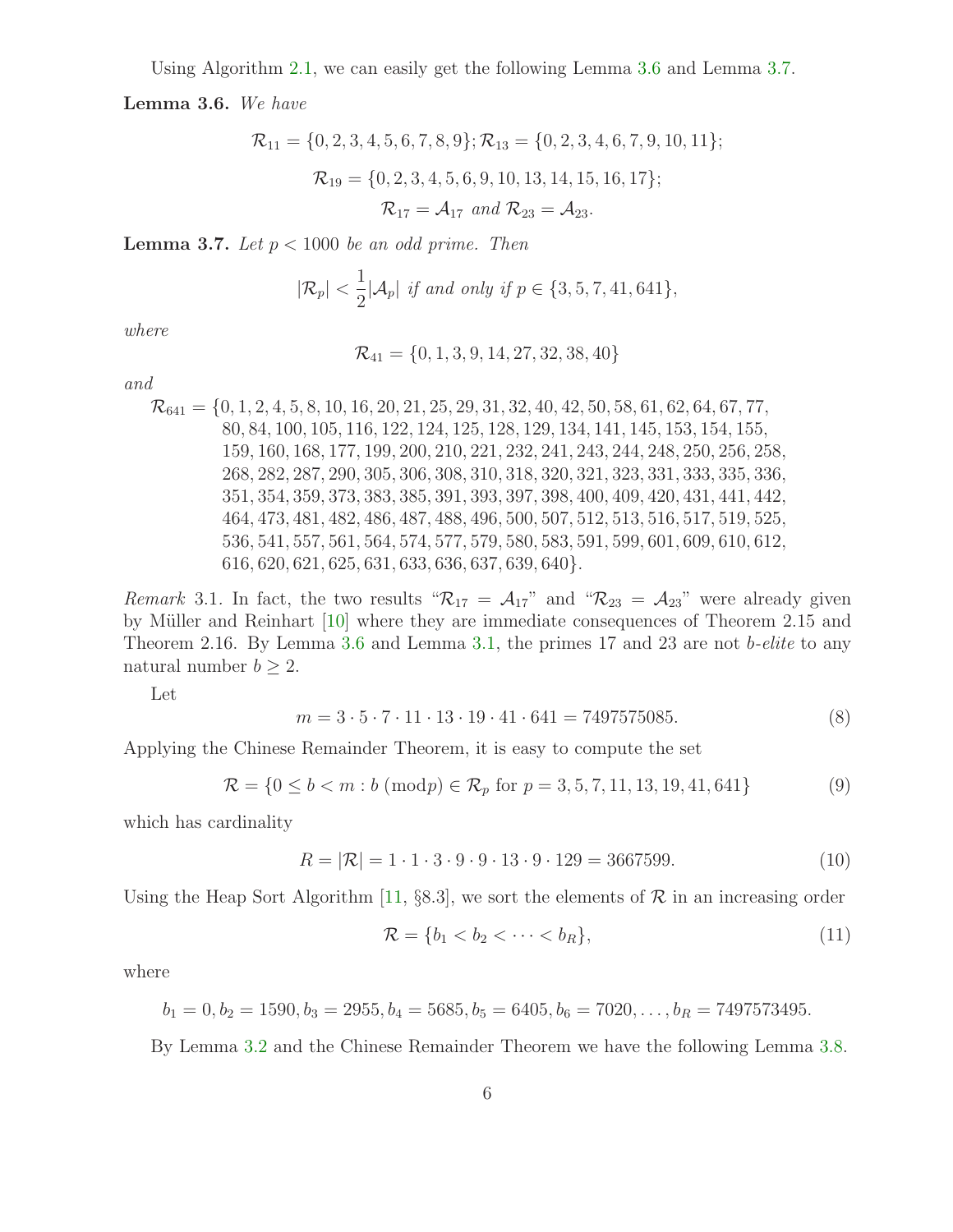Using Algorithm 2.1, we can easily get the following Lemma 3.6 and Lemma 3.7.

**Lemma 3.6.** *We have*

$$\mathcal{R}_{11} = \{0, 2, 3, 4, 5, 6, 7, 8, 9\}; \mathcal{R}_{13} = \{0, 2, 3, 4, 6, 7, 9, 10, 11\};$$

$$\mathcal{R}_{19} = \{0, 2, 3, 4, 5, 6, 9, 10, 13, 14, 15, 16, 17\};$$

$$\mathcal{R}_{17} = \mathcal{A}_{17} \text{ and } \mathcal{R}_{23} = \mathcal{A}_{23}.$$

**Lemma 3.7.** *Let $p < 1000$ be an odd prime. Then*

$$|\mathcal{R}_p| < \frac{1}{2}|\mathcal{A}_p| \text{ if and only if } p \in \{3, 5, 7, 41, 641\},$$

*where*

$$\mathcal{R}_{41} = \{0, 1, 3, 9, 14, 27, 32, 38, 40\}$$

*and*

$$\begin{aligned}\mathcal{R}_{641} = \{&0, 1, 2, 4, 5, 8, 10, 16, 20, 21, 25, 29, 31, 32, 40, 42, 50, 58, 61, 62, 64, 67, 77,\\ &80, 84, 100, 105, 116, 122, 124, 125, 128, 129, 134, 141, 145, 153, 154, 155,\\ &159, 160, 168, 177, 199, 200, 210, 221, 232, 241, 243, 244, 248, 250, 256, 258,\\ &268, 282, 287, 290, 305, 306, 308, 310, 318, 320, 321, 323, 331, 333, 335, 336,\\ &351, 354, 359, 373, 383, 385, 391, 393, 397, 398, 400, 409, 420, 431, 441, 442,\\ &464, 473, 481, 482, 486, 487, 488, 496, 500, 507, 512, 513, 516, 517, 519, 525,\\ &536, 541, 557, 561, 564, 574, 577, 579, 580, 583, 591, 599, 601, 609, 610, 612,\\ &616, 620, 621, 625, 631, 633, 636, 637, 639, 640\}.\end{aligned}$$

*Remark* 3.1. In fact, the two results "$\mathcal{R}_{17} = \mathcal{A}_{17}$" and "$\mathcal{R}_{23} = \mathcal{A}_{23}$" were already given by Müller and Reinhart [10] where they are immediate consequences of Theorem 2.15 and Theorem 2.16. By Lemma 3.6 and Lemma 3.1, the primes 17 and 23 are not *b-elite* to any natural number $b \geq 2$.

Let

$$m = 3 \cdot 5 \cdot 7 \cdot 11 \cdot 13 \cdot 19 \cdot 41 \cdot 641 = 7497575085. \tag{8}$$

Applying the Chinese Remainder Theorem, it is easy to compute the set

$$\mathcal{R} = \{0 \leq b < m : b \,(\text{mod} p) \in \mathcal{R}_p \text{ for } p = 3, 5, 7, 11, 13, 19, 41, 641\} \tag{9}$$

which has cardinality

$$R = |\mathcal{R}| = 1 \cdot 1 \cdot 3 \cdot 9 \cdot 9 \cdot 13 \cdot 9 \cdot 129 = 3667599. \tag{10}$$

Using the Heap Sort Algorithm [11, §8.3], we sort the elements of $\mathcal{R}$ in an increasing order

$$\mathcal{R} = \{b_1 < b_2 < \cdots < b_R\}, \tag{11}$$

where

$$b_1 = 0, b_2 = 1590, b_3 = 2955, b_4 = 5685, b_5 = 6405, b_6 = 7020, \ldots, b_R = 7497573495.$$

By Lemma 3.2 and the Chinese Remainder Theorem we have the following Lemma 3.8.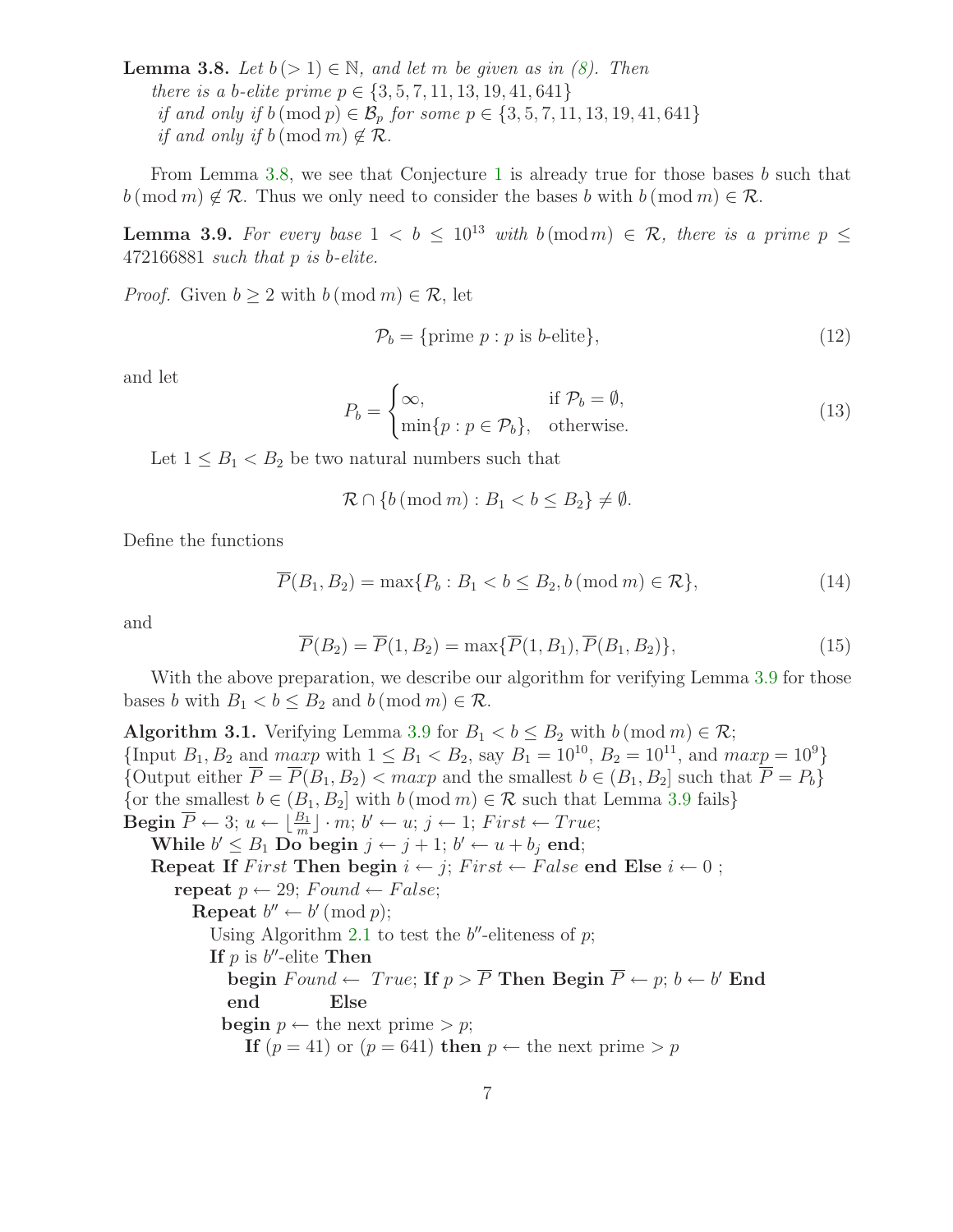**Lemma 3.8.** *Let $b\,(>1) \in \mathbb{N}$, and let $m$ be given as in (8). Then*
*there is a $b$-elite prime $p \in \{3, 5, 7, 11, 13, 19, 41, 641\}$*
*if and only if $b \,(\bmod\, p) \in \mathcal{B}_p$ for some $p \in \{3, 5, 7, 11, 13, 19, 41, 641\}$*
*if and only if $b \,(\bmod\, m) \notin \mathcal{R}$.*

From Lemma 3.8, we see that Conjecture 1 is already true for those bases $b$ such that $b \,(\bmod\, m) \notin \mathcal{R}$. Thus we only need to consider the bases $b$ with $b \,(\bmod\, m) \in \mathcal{R}$.

**Lemma 3.9.** *For every base $1 < b \le 10^{13}$ with $b\,(\bmod\, m) \in \mathcal{R}$, there is a prime $p \le 472166881$ such that $p$ is $b$-elite.*

*Proof.* Given $b \ge 2$ with $b \,(\bmod\, m) \in \mathcal{R}$, let

$$\mathcal{P}_b = \{\text{prime } p : p \text{ is } b\text{-elite}\}, \tag{12}$$

and let

$$P_b = \begin{cases} \infty, & \text{if } \mathcal{P}_b = \emptyset, \\ \min\{p : p \in \mathcal{P}_b\}, & \text{otherwise.} \end{cases} \tag{13}$$

Let $1 \le B_1 < B_2$ be two natural numbers such that

$$\mathcal{R} \cap \{b \,(\bmod\, m) : B_1 < b \le B_2\} \ne \emptyset.$$

Define the functions

$$\overline{P}(B_1, B_2) = \max\{P_b : B_1 < b \le B_2, b \,(\bmod\, m) \in \mathcal{R}\}, \tag{14}$$

and

$$\overline{P}(B_2) = \overline{P}(1, B_2) = \max\{\overline{P}(1, B_1), \overline{P}(B_1, B_2)\}, \tag{15}$$

With the above preparation, we describe our algorithm for verifying Lemma 3.9 for those bases $b$ with $B_1 < b \le B_2$ and $b \,(\bmod\, m) \in \mathcal{R}$.

**Algorithm 3.1.** Verifying Lemma 3.9 for $B_1 < b \le B_2$ with $b \,(\bmod\, m) \in \mathcal{R}$;
{Input $B_1, B_2$ and $maxp$ with $1 \le B_1 < B_2$, say $B_1 = 10^{10}$, $B_2 = 10^{11}$, and $maxp = 10^9$}
{Output either $\overline{P} = \overline{P}(B_1, B_2) < maxp$ and the smallest $b \in (B_1, B_2]$ such that $\overline{P} = P_b$}
{or the smallest $b \in (B_1, B_2]$ with $b \,(\bmod\, m) \in \mathcal{R}$ such that Lemma 3.9 fails}
**Begin** $\overline{P} \leftarrow 3$; $u \leftarrow \lfloor \frac{B_1}{m} \rfloor \cdot m$; $b' \leftarrow u$; $j \leftarrow 1$; $First \leftarrow True$;
    **While** $b' \le B_1$ **Do begin** $j \leftarrow j + 1$; $b' \leftarrow u + b_j$ **end**;
    **Repeat If** $First$ **Then begin** $i \leftarrow j$; $First \leftarrow False$ **end Else** $i \leftarrow 0$ ;
        **repeat** $p \leftarrow 29$; $Found \leftarrow False$;
            **Repeat** $b'' \leftarrow b' \,(\bmod\, p)$;
                Using Algorithm 2.1 to test the $b''$-eliteness of $p$;
                **If** $p$ is $b''$-elite **Then**
                    **begin** $Found \leftarrow$ $True$; **If** $p > \overline{P}$ **Then Begin** $\overline{P} \leftarrow p$; $b \leftarrow b'$ **End**
                    **end** **Else**
                **begin** $p \leftarrow$ the next prime $> p$;
                    **If** $(p = 41)$ or $(p = 641)$ **then** $p \leftarrow$ the next prime $> p$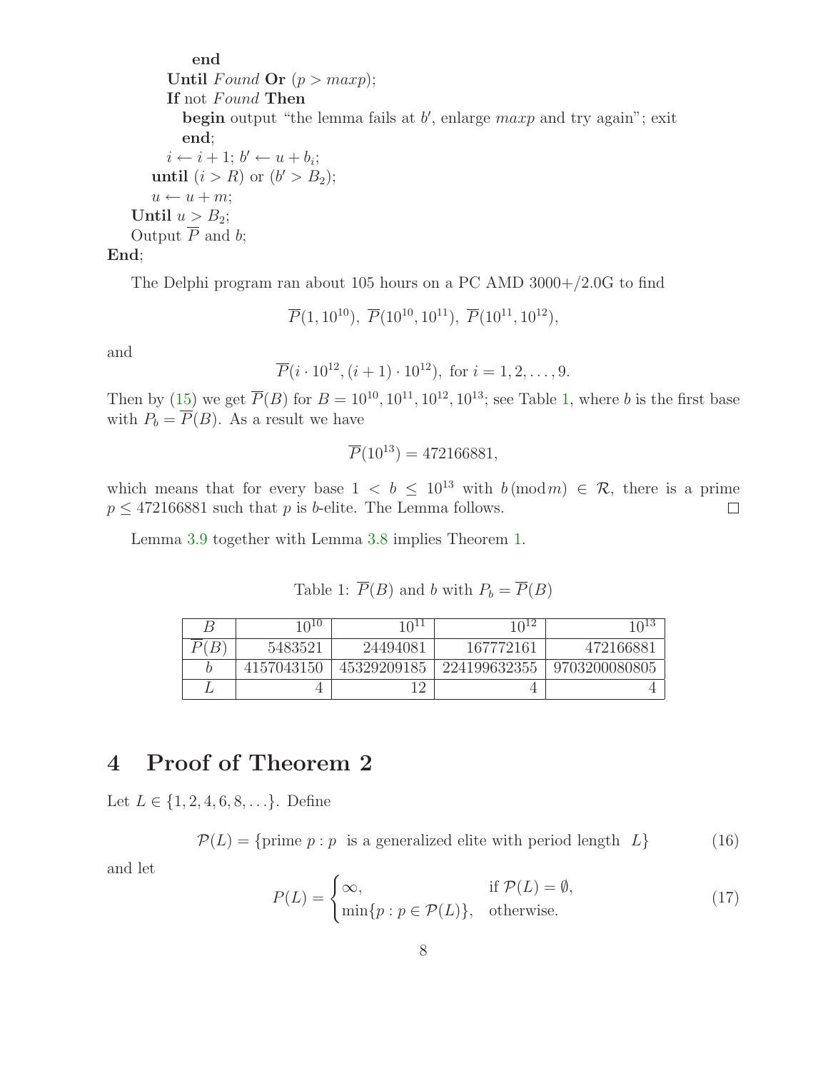```
        end
    Until Found Or (p > maxp);
    If not Found Then
        begin output "the lemma fails at b', enlarge maxp and try again"; exit
        end;
    i ← i + 1; b' ← u + b_i;
  until (i > R) or (b' > B_2);
  u ← u + m;
Until u > B_2;
Output P̄ and b;
End;
```

The Delphi program ran about 105 hours on a PC AMD 3000+/2.0G to find

$$\overline{P}(1, 10^{10}),\ \overline{P}(10^{10}, 10^{11}),\ \overline{P}(10^{11}, 10^{12}),$$

and

$$\overline{P}(i \cdot 10^{12}, (i+1) \cdot 10^{12}),\ \text{for } i = 1, 2, \ldots, 9.$$

Then by (15) we get $\overline{P}(B)$ for $B = 10^{10}, 10^{11}, 10^{12}, 10^{13}$; see Table 1, where $b$ is the first base with $P_b = \overline{P}(B)$. As a result we have

$$\overline{P}(10^{13}) = 472166881,$$

which means that for every base $1 < b \le 10^{13}$ with $b \,(\bmod\, m) \in \mathcal{R}$, there is a prime $p \le 472166881$ such that $p$ is $b$-elite. The Lemma follows. □

Lemma 3.9 together with Lemma 3.8 implies Theorem 1.

Table 1: $\overline{P}(B)$ and $b$ with $P_b = \overline{P}(B)$

| $B$ | $10^{10}$ | $10^{11}$ | $10^{12}$ | $10^{13}$ |
|---|---|---|---|---|
| $\overline{P}(B)$ | 5483521 | 24494081 | 167772161 | 472166881 |
| $b$ | 4157043150 | 45329209185 | 224199632355 | 9703200080805 |
| $L$ | 4 | 12 | 4 | 4 |

# 4 Proof of Theorem 2

Let $L \in \{1, 2, 4, 6, 8, \ldots\}$. Define

$$\mathcal{P}(L) = \{\text{prime } p : p \ \text{ is a generalized elite with period length } \ L\} \tag{16}$$

and let

$$P(L) = \begin{cases} \infty, & \text{if } \mathcal{P}(L) = \emptyset, \\ \min\{p : p \in \mathcal{P}(L)\}, & \text{otherwise.} \end{cases} \tag{17}$$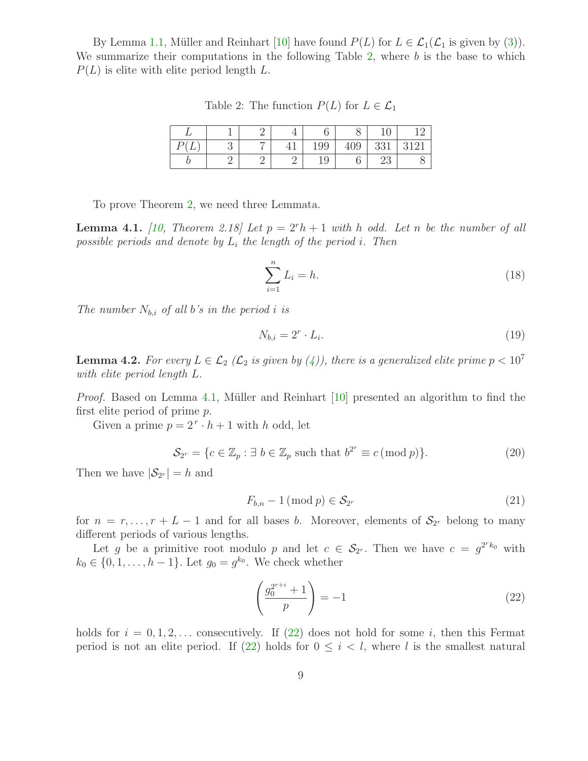By Lemma 1.1, Müller and Reinhart [10] have found $P(L)$ for $L \in \mathcal{L}_1$ ($\mathcal{L}_1$ is given by (3)). We summarize their computations in the following Table 2, where $b$ is the base to which $P(L)$ is elite with elite period length $L$.

Table 2: The function $P(L)$ for $L \in \mathcal{L}_1$

| $L$ | 1 | 2 | 4 | 6 | 8 | 10 | 12 |
|---|---|---|---|---|---|---|---|
| $P(L)$ | 3 | 7 | 41 | 199 | 409 | 331 | 3121 |
| $b$ | 2 | 2 | 2 | 19 | 6 | 23 | 8 |

To prove Theorem 2, we need three Lemmata.

**Lemma 4.1.** *[10, Theorem 2.18] Let $p = 2^r h + 1$ with $h$ odd. Let $n$ be the number of all possible periods and denote by $L_i$ the length of the period $i$. Then*

$$\sum_{i=1}^{n} L_i = h. \tag{18}$$

*The number $N_{b,i}$ of all $b$'s in the period $i$ is*

$$N_{b,i} = 2^r \cdot L_i. \tag{19}$$

**Lemma 4.2.** *For every $L \in \mathcal{L}_2$ ($\mathcal{L}_2$ is given by (4)), there is a generalized elite prime $p < 10^7$ with elite period length $L$.*

*Proof.* Based on Lemma 4.1, Müller and Reinhart [10] presented an algorithm to find the first elite period of prime $p$.

Given a prime $p = 2^r \cdot h + 1$ with $h$ odd, let

$$\mathcal{S}_{2^r} = \{c \in \mathbb{Z}_p : \exists\, b \in \mathbb{Z}_p \text{ such that } b^{2^r} \equiv c \,(\mathrm{mod}\, p)\}. \tag{20}$$

Then we have $|\mathcal{S}_{2^r}| = h$ and

$$F_{b,n} - 1 \,(\mathrm{mod}\, p) \in \mathcal{S}_{2^r} \tag{21}$$

for $n = r, \ldots, r + L - 1$ and for all bases $b$. Moreover, elements of $\mathcal{S}_{2^r}$ belong to many different periods of various lengths.

Let $g$ be a primitive root modulo $p$ and let $c \in \mathcal{S}_{2^r}$. Then we have $c = g^{2^r k_0}$ with $k_0 \in \{0, 1, \ldots, h-1\}$. Let $g_0 = g^{k_0}$. We check whether

$$\left( \frac{g_0^{2^{r+i}} + 1}{p} \right) = -1 \tag{22}$$

holds for $i = 0, 1, 2, \ldots$ consecutively. If (22) does not hold for some $i$, then this Fermat period is not an elite period. If (22) holds for $0 \le i < l$, where $l$ is the smallest natural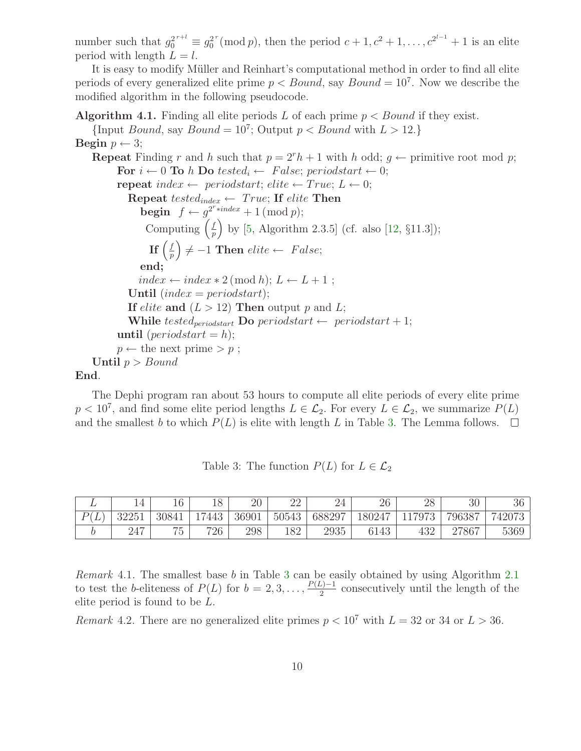number such that $g_0^{2^{r+l}} \equiv g_0^{2^r} (\bmod p)$, then the period $c+1, c^2+1, \ldots, c^{2^{l-1}}+1$ is an elite period with length $L = l$.

It is easy to modify Müller and Reinhart's computational method in order to find all elite periods of every generalized elite prime $p < Bound$, say $Bound = 10^7$. Now we describe the modified algorithm in the following pseudocode.

**Algorithm 4.1.** Finding all elite periods $L$ of each prime $p < Bound$ if they exist.

{Input $Bound$, say $Bound = 10^7$; Output $p < Bound$ with $L > 12$.}

```
Begin p ← 3;
  Repeat Finding r and h such that p = 2^r h + 1 with h odd; g ← primitive root mod p;
    For i ← 0 To h Do tested_i ← False; periodstart ← 0;
    repeat index ← periodstart; elite ← True; L ← 0;
      Repeat tested_index ← True; If elite Then
        begin f ← g^(2^r * index) + 1 (mod p);
          Computing (f/p) by [5, Algorithm 2.3.5] (cf. also [12, §11.3]);
          If (f/p) ≠ −1 Then elite ← False;
        end;
        index ← index * 2 (mod h); L ← L + 1 ;
      Until (index = periodstart);
      If elite and (L > 12) Then output p and L;
      While tested_periodstart Do periodstart ← periodstart + 1;
    until (periodstart = h);
    p ← the next prime > p ;
  Until p > Bound
End.
```

The Dephi program ran about 53 hours to compute all elite periods of every elite prime $p < 10^7$, and find some elite period lengths $L \in \mathcal{L}_2$. For every $L \in \mathcal{L}_2$, we summarize $P(L)$ and the smallest $b$ to which $P(L)$ is elite with length $L$ in Table 3. The Lemma follows. □

Table 3: The function $P(L)$ for $L \in \mathcal{L}_2$

| $L$ | 14 | 16 | 18 | 20 | 22 | 24 | 26 | 28 | 30 | 36 |
|---|---|---|---|---|---|---|---|---|---|---|
| $P(L)$ | 32251 | 30841 | 17443 | 36901 | 50543 | 688297 | 180247 | 117973 | 796387 | 742073 |
| $b$ | 247 | 75 | 726 | 298 | 182 | 2935 | 6143 | 432 | 27867 | 5369 |

*Remark* 4.1. The smallest base $b$ in Table 3 can be easily obtained by using Algorithm 2.1 to test the $b$-eliteness of $P(L)$ for $b = 2, 3, \ldots, \frac{P(L)-1}{2}$ consecutively until the length of the elite period is found to be $L$.

*Remark* 4.2. There are no generalized elite primes $p < 10^7$ with $L = 32$ or $34$ or $L > 36$.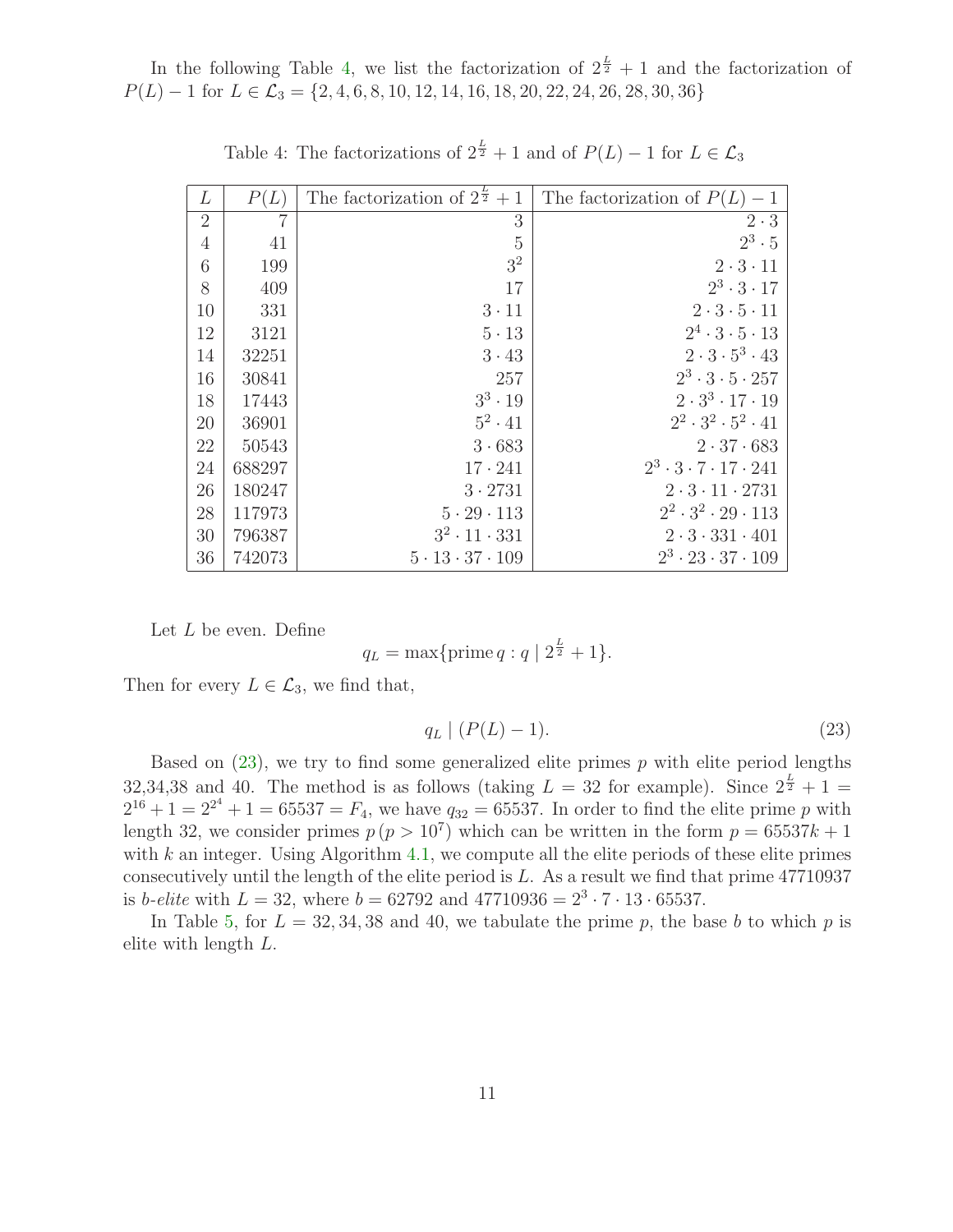In the following Table 4, we list the factorization of $2^{\frac{L}{2}}+1$ and the factorization of $P(L)-1$ for $L \in \mathcal{L}_3 = \{2, 4, 6, 8, 10, 12, 14, 16, 18, 20, 22, 24, 26, 28, 30, 36\}$

Table 4: The factorizations of $2^{\frac{L}{2}}+1$ and of $P(L)-1$ for $L \in \mathcal{L}_3$

| $L$ | $P(L)$ | The factorization of $2^{\frac{L}{2}}+1$ | The factorization of $P(L)-1$ |
|---|---|---|---|
| 2 | 7 | $3$ | $2 \cdot 3$ |
| 4 | 41 | $5$ | $2^3 \cdot 5$ |
| 6 | 199 | $3^2$ | $2 \cdot 3 \cdot 11$ |
| 8 | 409 | $17$ | $2^3 \cdot 3 \cdot 17$ |
| 10 | 331 | $3 \cdot 11$ | $2 \cdot 3 \cdot 5 \cdot 11$ |
| 12 | 3121 | $5 \cdot 13$ | $2^4 \cdot 3 \cdot 5 \cdot 13$ |
| 14 | 32251 | $3 \cdot 43$ | $2 \cdot 3 \cdot 5^3 \cdot 43$ |
| 16 | 30841 | $257$ | $2^3 \cdot 3 \cdot 5 \cdot 257$ |
| 18 | 17443 | $3^3 \cdot 19$ | $2 \cdot 3^3 \cdot 17 \cdot 19$ |
| 20 | 36901 | $5^2 \cdot 41$ | $2^2 \cdot 3^2 \cdot 5^2 \cdot 41$ |
| 22 | 50543 | $3 \cdot 683$ | $2 \cdot 37 \cdot 683$ |
| 24 | 688297 | $17 \cdot 241$ | $2^3 \cdot 3 \cdot 7 \cdot 17 \cdot 241$ |
| 26 | 180247 | $3 \cdot 2731$ | $2 \cdot 3 \cdot 11 \cdot 2731$ |
| 28 | 117973 | $5 \cdot 29 \cdot 113$ | $2^2 \cdot 3^2 \cdot 29 \cdot 113$ |
| 30 | 796387 | $3^2 \cdot 11 \cdot 331$ | $2 \cdot 3 \cdot 331 \cdot 401$ |
| 36 | 742073 | $5 \cdot 13 \cdot 37 \cdot 109$ | $2^3 \cdot 23 \cdot 37 \cdot 109$ |

Let $L$ be even. Define

$$q_L = \max\{\text{prime}\, q : q \mid 2^{\frac{L}{2}}+1\}.$$

Then for every $L \in \mathcal{L}_3$, we find that,

$$q_L \mid (P(L)-1). \tag{23}$$

Based on (23), we try to find some generalized elite primes $p$ with elite period lengths 32,34,38 and 40. The method is as follows (taking $L = 32$ for example). Since $2^{\frac{L}{2}}+1 = 2^{16}+1 = 2^{2^4}+1 = 65537 = F_4$, we have $q_{32} = 65537$. In order to find the elite prime $p$ with length 32, we consider primes $p\,(p > 10^7)$ which can be written in the form $p = 65537k+1$ with $k$ an integer. Using Algorithm 4.1, we compute all the elite periods of these elite primes consecutively until the length of the elite period is $L$. As a result we find that prime 47710937 is *b-elite* with $L = 32$, where $b = 62792$ and $47710936 = 2^3 \cdot 7 \cdot 13 \cdot 65537$.

In Table 5, for $L = 32, 34, 38$ and 40, we tabulate the prime $p$, the base $b$ to which $p$ is elite with length $L$.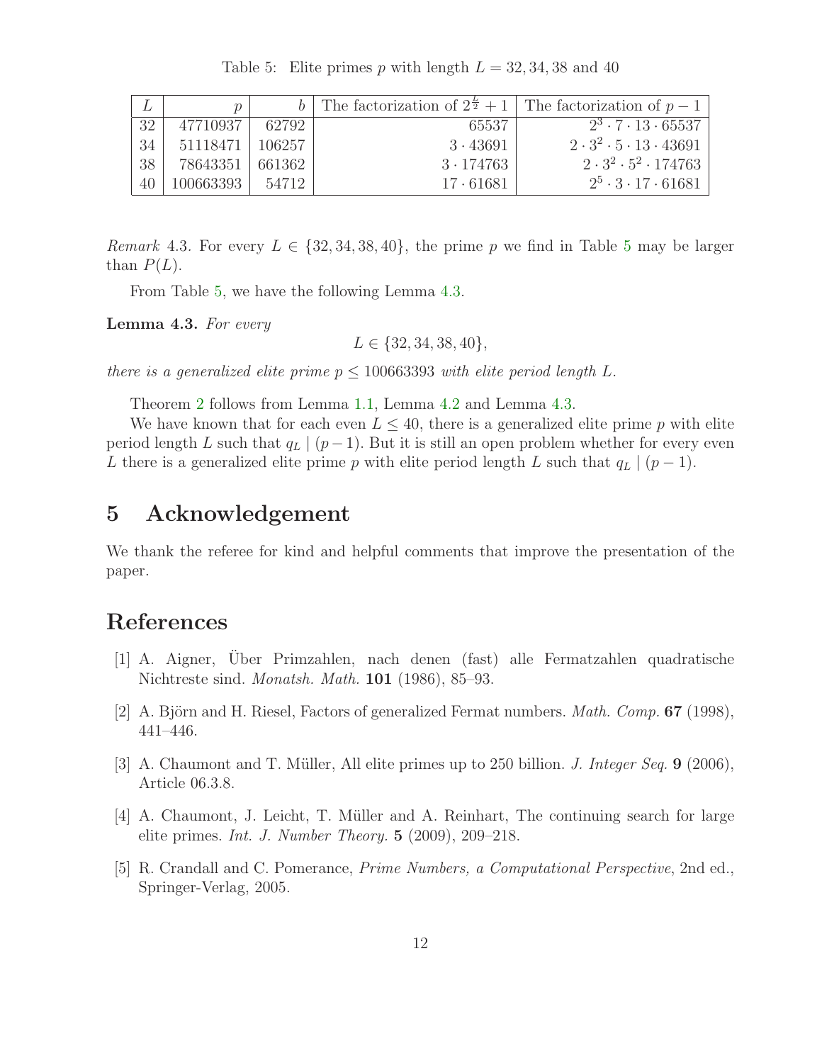Table 5: Elite primes $p$ with length $L = 32, 34, 38$ and $40$

| $L$ | $p$ | $b$ | The factorization of $2^{\frac{L}{2}}+1$ | The factorization of $p-1$ |
|---|---|---|---|---|
| 32 | 47710937 | 62792 | 65537 | $2^3 \cdot 7 \cdot 13 \cdot 65537$ |
| 34 | 51118471 | 106257 | $3 \cdot 43691$ | $2 \cdot 3^2 \cdot 5 \cdot 13 \cdot 43691$ |
| 38 | 78643351 | 661362 | $3 \cdot 174763$ | $2 \cdot 3^2 \cdot 5^2 \cdot 174763$ |
| 40 | 100663393 | 54712 | $17 \cdot 61681$ | $2^5 \cdot 3 \cdot 17 \cdot 61681$ |

*Remark* 4.3. For every $L \in \{32, 34, 38, 40\}$, the prime $p$ we find in Table 5 may be larger than $P(L)$.

From Table 5, we have the following Lemma 4.3.

**Lemma 4.3.** *For every*

$$L \in \{32, 34, 38, 40\},$$

*there is a generalized elite prime $p \leq 100663393$ with elite period length $L$.*

Theorem 2 follows from Lemma 1.1, Lemma 4.2 and Lemma 4.3.

We have known that for each even $L \leq 40$, there is a generalized elite prime $p$ with elite period length $L$ such that $q_L \mid (p-1)$. But it is still an open problem whether for every even $L$ there is a generalized elite prime $p$ with elite period length $L$ such that $q_L \mid (p-1)$.

# 5 Acknowledgement

We thank the referee for kind and helpful comments that improve the presentation of the paper.

# References

[1] A. Aigner, Über Primzahlen, nach denen (fast) alle Fermatzahlen quadratische Nichtreste sind. *Monatsh. Math.* **101** (1986), 85–93.

[2] A. Björn and H. Riesel, Factors of generalized Fermat numbers. *Math. Comp.* **67** (1998), 441–446.

[3] A. Chaumont and T. Müller, All elite primes up to 250 billion. *J. Integer Seq.* **9** (2006), Article 06.3.8.

[4] A. Chaumont, J. Leicht, T. Müller and A. Reinhart, The continuing search for large elite primes. *Int. J. Number Theory.* **5** (2009), 209–218.

[5] R. Crandall and C. Pomerance, *Prime Numbers, a Computational Perspective*, 2nd ed., Springer-Verlag, 2005.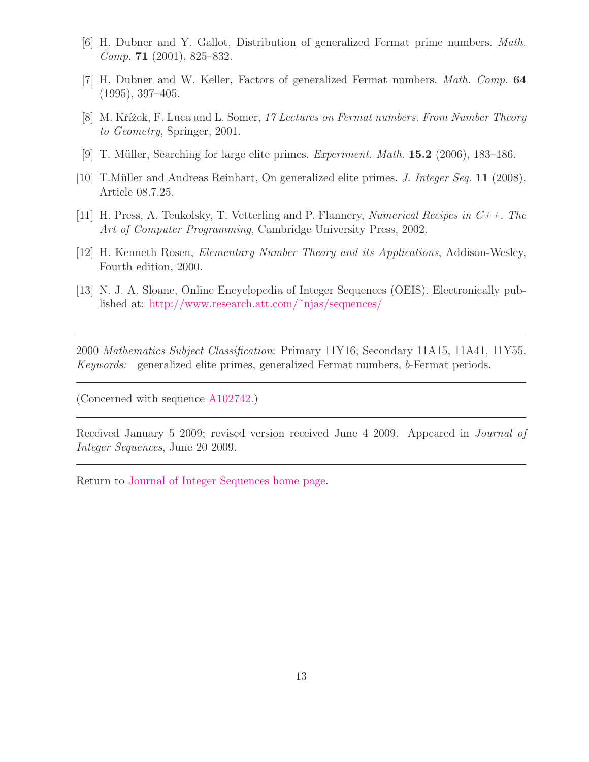[6] H. Dubner and Y. Gallot, Distribution of generalized Fermat prime numbers. *Math. Comp.* **71** (2001), 825–832.

[7] H. Dubner and W. Keller, Factors of generalized Fermat numbers. *Math. Comp.* **64** (1995), 397–405.

[8] M. Křížek, F. Luca and L. Somer, *17 Lectures on Fermat numbers. From Number Theory to Geometry*, Springer, 2001.

[9] T. Müller, Searching for large elite primes. *Experiment. Math.* **15.2** (2006), 183–186.

[10] T.Müller and Andreas Reinhart, On generalized elite primes. *J. Integer Seq.* **11** (2008), Article 08.7.25.

[11] H. Press, A. Teukolsky, T. Vetterling and P. Flannery, *Numerical Recipes in C++. The Art of Computer Programming*, Cambridge University Press, 2002.

[12] H. Kenneth Rosen, *Elementary Number Theory and its Applications*, Addison-Wesley, Fourth edition, 2000.

[13] N. J. A. Sloane, Online Encyclopedia of Integer Sequences (OEIS). Electronically published at: http://www.research.att.com/~njas/sequences/

---

2000 *Mathematics Subject Classification*: Primary 11Y16; Secondary 11A15, 11A41, 11Y55.
*Keywords:* generalized elite primes, generalized Fermat numbers, $b$-Fermat periods.

---

(Concerned with sequence A102742.)

---

Received January 5 2009; revised version received June 4 2009. Appeared in *Journal of Integer Sequences*, June 20 2009.

---

Return to Journal of Integer Sequences home page.